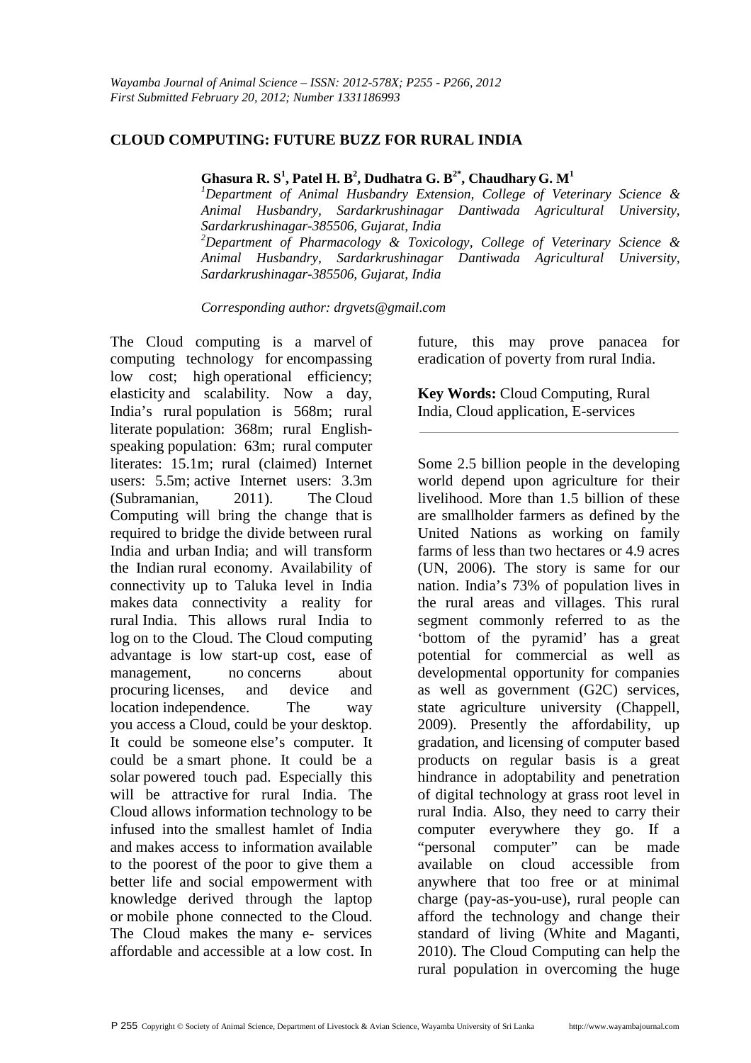*Wayamba Journal of Animal Science – ISSN: 2012-578X; P255 - P266, 2012*
*First Submitted February 20, 2012; Number 1331186993*

# CLOUD COMPUTING: FUTURE BUZZ FOR RURAL INDIA

**Ghasura R. S[1], Patel H. B[2], Dudhatra G. B[2*], Chaudhary G. M[1]**

*[1]Department of Animal Husbandry Extension, College of Veterinary Science & Animal Husbandry, Sardarkrushinagar Dantiwada Agricultural University, Sardarkrushinagar-385506, Gujarat, India*

*[2]Department of Pharmacology & Toxicology, College of Veterinary Science & Animal Husbandry, Sardarkrushinagar Dantiwada Agricultural University, Sardarkrushinagar-385506, Gujarat, India*

*Corresponding author: drgvets@gmail.com*

The Cloud computing is a marvel of computing technology for encompassing low cost; high operational efficiency; elasticity and scalability. Now a day, India's rural population is 568m; rural literate population: 368m; rural English-speaking population: 63m; rural computer literates: 15.1m; rural (claimed) Internet users: 5.5m; active Internet users: 3.3m (Subramanian, 2011). The Cloud Computing will bring the change that is required to bridge the divide between rural India and urban India; and will transform the Indian rural economy. Availability of connectivity up to Taluka level in India makes data connectivity a reality for rural India. This allows rural India to log on to the Cloud. The Cloud computing advantage is low start-up cost, ease of management, no concerns about procuring licenses, and device and location independence. The way you access a Cloud, could be your desktop. It could be someone else's computer. It could be a smart phone. It could be a solar powered touch pad. Especially this will be attractive for rural India. The Cloud allows information technology to be infused into the smallest hamlet of India and makes access to information available to the poorest of the poor to give them a better life and social empowerment with knowledge derived through the laptop or mobile phone connected to the Cloud. The Cloud makes the many e- services affordable and accessible at a low cost. In future, this may prove panacea for eradication of poverty from rural India.

**Key Words:** Cloud Computing, Rural India, Cloud application, E-services

---

Some 2.5 billion people in the developing world depend upon agriculture for their livelihood. More than 1.5 billion of these are smallholder farmers as defined by the United Nations as working on family farms of less than two hectares or 4.9 acres (UN, 2006). The story is same for our nation. India's 73% of population lives in the rural areas and villages. This rural segment commonly referred to as the 'bottom of the pyramid' has a great potential for commercial as well as developmental opportunity for companies as well as government (G2C) services, state agriculture university (Chappell, 2009). Presently the affordability, up gradation, and licensing of computer based products on regular basis is a great hindrance in adoptability and penetration of digital technology at grass root level in rural India. Also, they need to carry their computer everywhere they go. If a "personal computer" can be made available on cloud accessible from anywhere that too free or at minimal charge (pay-as-you-use), rural people can afford the technology and change their standard of living (White and Maganti, 2010). The Cloud Computing can help the rural population in overcoming the huge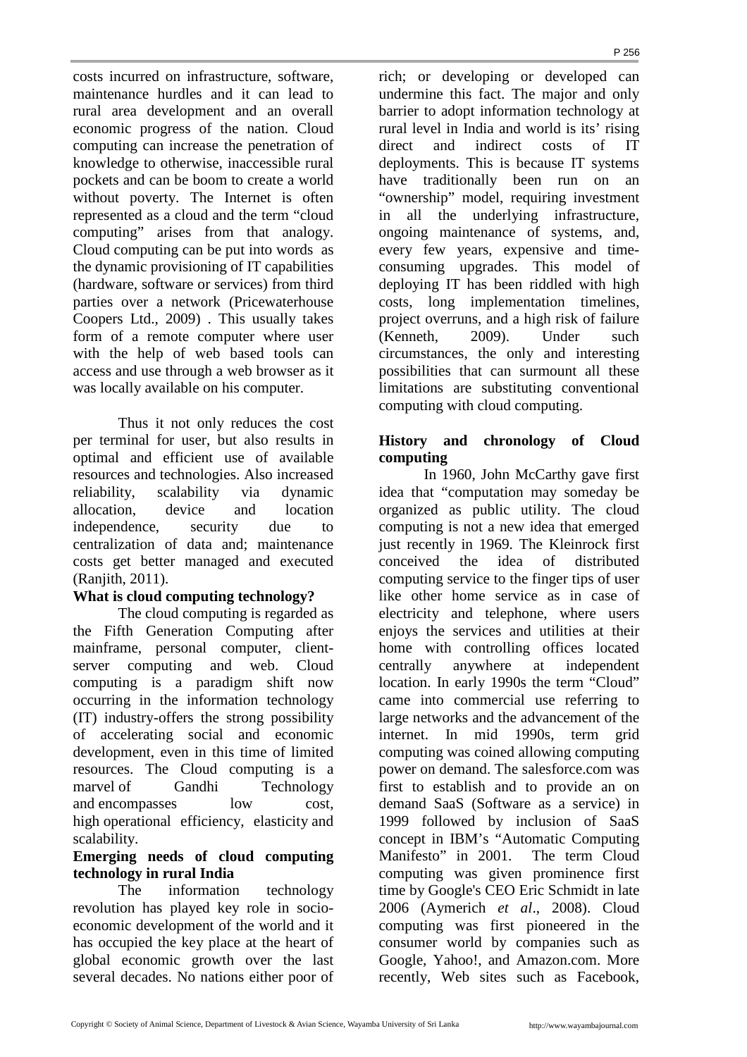costs incurred on infrastructure, software, maintenance hurdles and it can lead to rural area development and an overall economic progress of the nation. Cloud computing can increase the penetration of knowledge to otherwise, inaccessible rural pockets and can be boom to create a world without poverty. The Internet is often represented as a cloud and the term "cloud computing" arises from that analogy. Cloud computing can be put into words as the dynamic provisioning of IT capabilities (hardware, software or services) from third parties over a network (Pricewaterhouse Coopers Ltd., 2009) . This usually takes form of a remote computer where user with the help of web based tools can access and use through a web browser as it was locally available on his computer.

Thus it not only reduces the cost per terminal for user, but also results in optimal and efficient use of available resources and technologies. Also increased reliability, scalability via dynamic allocation, device and location independence, security due to centralization of data and; maintenance costs get better managed and executed (Ranjith, 2011).

**What is cloud computing technology?**

The cloud computing is regarded as the Fifth Generation Computing after mainframe, personal computer, client-server computing and web. Cloud computing is a paradigm shift now occurring in the information technology (IT) industry-offers the strong possibility of accelerating social and economic development, even in this time of limited resources. The Cloud computing is a marvel of Gandhi Technology and encompasses low cost, high operational efficiency, elasticity and scalability.

**Emerging needs of cloud computing technology in rural India**

The information technology revolution has played key role in socio-economic development of the world and it has occupied the key place at the heart of global economic growth over the last several decades. No nations either poor of rich; or developing or developed can undermine this fact. The major and only barrier to adopt information technology at rural level in India and world is its' rising direct and indirect costs of IT deployments. This is because IT systems have traditionally been run on an "ownership" model, requiring investment in all the underlying infrastructure, ongoing maintenance of systems, and, every few years, expensive and time-consuming upgrades. This model of deploying IT has been riddled with high costs, long implementation timelines, project overruns, and a high risk of failure (Kenneth, 2009). Under such circumstances, the only and interesting possibilities that can surmount all these limitations are substituting conventional computing with cloud computing.

**History and chronology of Cloud computing**

In 1960, John McCarthy gave first idea that "computation may someday be organized as public utility. The cloud computing is not a new idea that emerged just recently in 1969. The Kleinrock first conceived the idea of distributed computing service to the finger tips of user like other home service as in case of electricity and telephone, where users enjoys the services and utilities at their home with controlling offices located centrally anywhere at independent location. In early 1990s the term "Cloud" came into commercial use referring to large networks and the advancement of the internet. In mid 1990s, term grid computing was coined allowing computing power on demand. The salesforce.com was first to establish and to provide an on demand SaaS (Software as a service) in 1999 followed by inclusion of SaaS concept in IBM's "Automatic Computing Manifesto" in 2001. The term Cloud computing was given prominence first time by Google's CEO Eric Schmidt in late 2006 (Aymerich *et al*., 2008). Cloud computing was first pioneered in the consumer world by companies such as Google, Yahoo!, and Amazon.com. More recently, Web sites such as Facebook,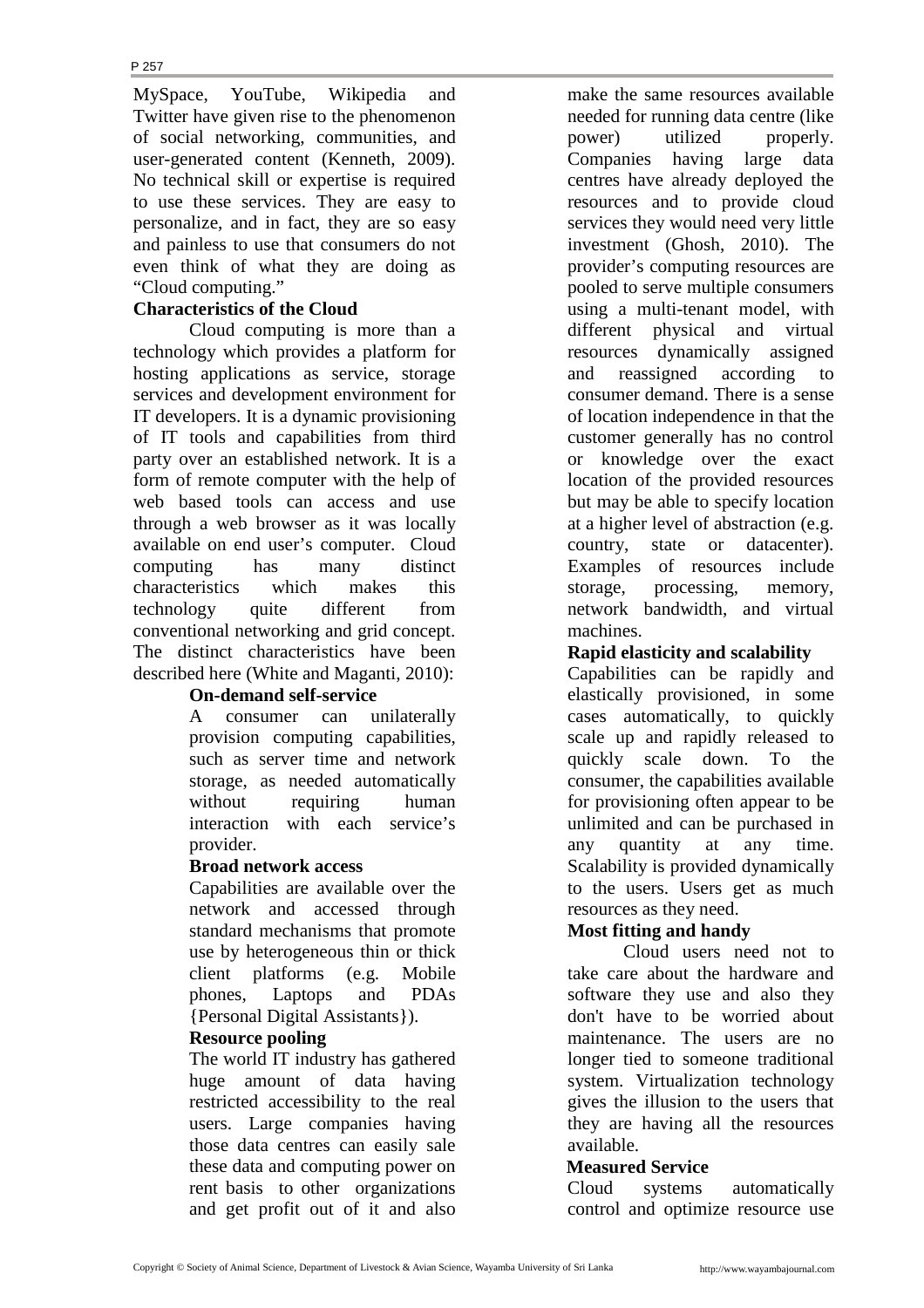MySpace, YouTube, Wikipedia and Twitter have given rise to the phenomenon of social networking, communities, and user-generated content (Kenneth, 2009). No technical skill or expertise is required to use these services. They are easy to personalize, and in fact, they are so easy and painless to use that consumers do not even think of what they are doing as "Cloud computing."

**Characteristics of the Cloud**

Cloud computing is more than a technology which provides a platform for hosting applications as service, storage services and development environment for IT developers. It is a dynamic provisioning of IT tools and capabilities from third party over an established network. It is a form of remote computer with the help of web based tools can access and use through a web browser as it was locally available on end user's computer. Cloud computing has many distinct characteristics which makes this technology quite different from conventional networking and grid concept. The distinct characteristics have been described here (White and Maganti, 2010):

**On-demand self-service**

A consumer can unilaterally provision computing capabilities, such as server time and network storage, as needed automatically without requiring human interaction with each service's provider.

**Broad network access**

Capabilities are available over the network and accessed through standard mechanisms that promote use by heterogeneous thin or thick client platforms (e.g. Mobile phones, Laptops and PDAs {Personal Digital Assistants}).

**Resource pooling**

The world IT industry has gathered huge amount of data having restricted accessibility to the real users. Large companies having those data centres can easily sale these data and computing power on rent basis to other organizations and get profit out of it and also make the same resources available needed for running data centre (like power) utilized properly. Companies having large data centres have already deployed the resources and to provide cloud services they would need very little investment (Ghosh, 2010). The provider's computing resources are pooled to serve multiple consumers using a multi-tenant model, with different physical and virtual resources dynamically assigned and reassigned according to consumer demand. There is a sense of location independence in that the customer generally has no control or knowledge over the exact location of the provided resources but may be able to specify location at a higher level of abstraction (e.g. country, state or datacenter). Examples of resources include storage, processing, memory, network bandwidth, and virtual machines.

**Rapid elasticity and scalability**

Capabilities can be rapidly and elastically provisioned, in some cases automatically, to quickly scale up and rapidly released to quickly scale down. To the consumer, the capabilities available for provisioning often appear to be unlimited and can be purchased in any quantity at any time. Scalability is provided dynamically to the users. Users get as much resources as they need.

**Most fitting and handy**

Cloud users need not to take care about the hardware and software they use and also they don't have to be worried about maintenance. The users are no longer tied to someone traditional system. Virtualization technology gives the illusion to the users that they are having all the resources available.

**Measured Service**

Cloud systems automatically control and optimize resource use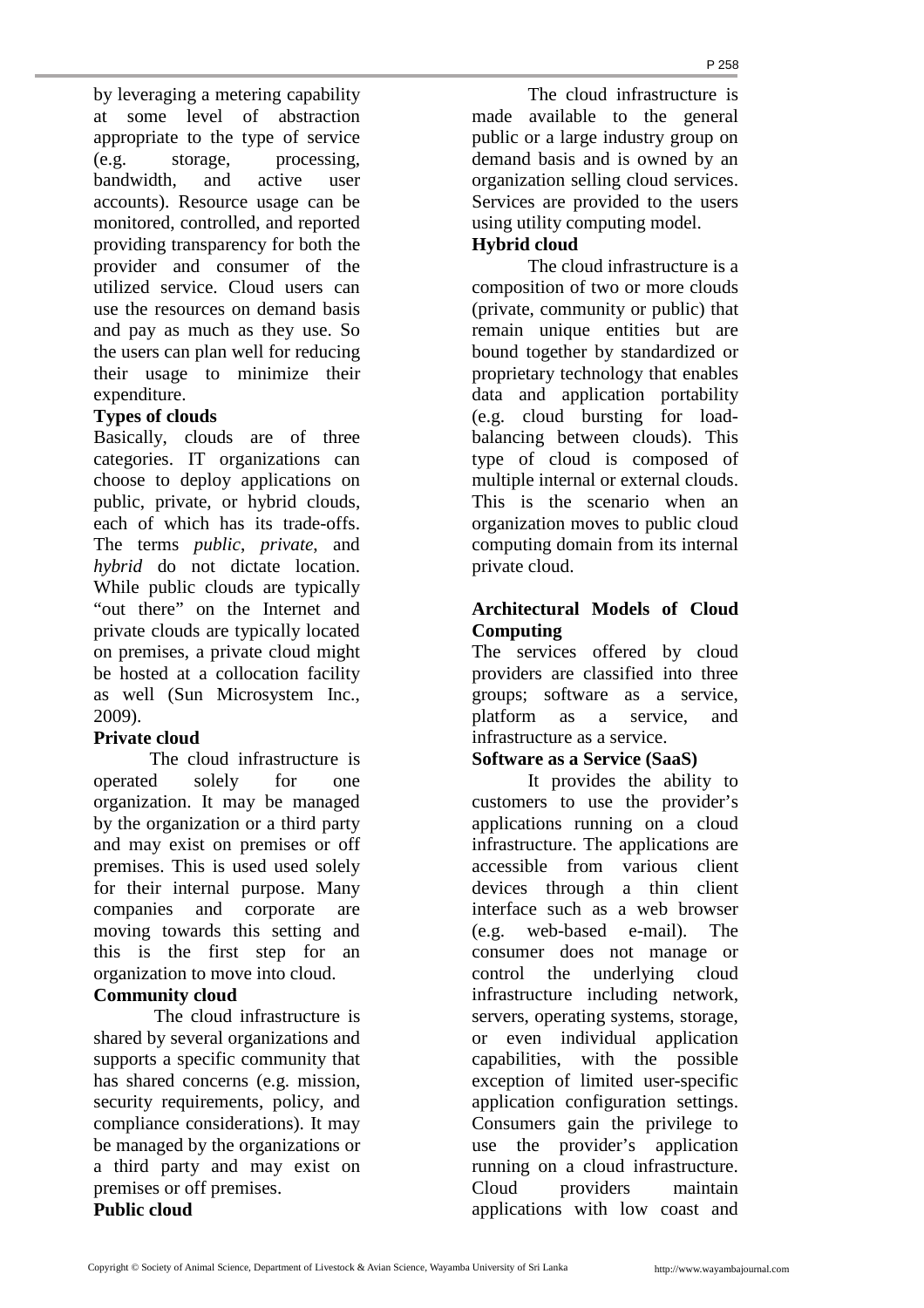by leveraging a metering capability at some level of abstraction appropriate to the type of service (e.g. storage, processing, bandwidth, and active user accounts). Resource usage can be monitored, controlled, and reported providing transparency for both the provider and consumer of the utilized service. Cloud users can use the resources on demand basis and pay as much as they use. So the users can plan well for reducing their usage to minimize their expenditure.

**Types of clouds**

Basically, clouds are of three categories. IT organizations can choose to deploy applications on public, private, or hybrid clouds, each of which has its trade-offs. The terms *public*, *private*, and *hybrid* do not dictate location. While public clouds are typically "out there" on the Internet and private clouds are typically located on premises, a private cloud might be hosted at a collocation facility as well (Sun Microsystem Inc., 2009).

**Private cloud**

The cloud infrastructure is operated solely for one organization. It may be managed by the organization or a third party and may exist on premises or off premises. This is used used solely for their internal purpose. Many companies and corporate are moving towards this setting and this is the first step for an organization to move into cloud.

**Community cloud**

The cloud infrastructure is shared by several organizations and supports a specific community that has shared concerns (e.g. mission, security requirements, policy, and compliance considerations). It may be managed by the organizations or a third party and may exist on premises or off premises.

**Public cloud**

The cloud infrastructure is made available to the general public or a large industry group on demand basis and is owned by an organization selling cloud services. Services are provided to the users using utility computing model.

**Hybrid cloud**

The cloud infrastructure is a composition of two or more clouds (private, community or public) that remain unique entities but are bound together by standardized or proprietary technology that enables data and application portability (e.g. cloud bursting for load-balancing between clouds). This type of cloud is composed of multiple internal or external clouds. This is the scenario when an organization moves to public cloud computing domain from its internal private cloud.

**Architectural Models of Cloud Computing**

The services offered by cloud providers are classified into three groups; software as a service, platform as a service, and infrastructure as a service.

**Software as a Service (SaaS)**

It provides the ability to customers to use the provider's applications running on a cloud infrastructure. The applications are accessible from various client devices through a thin client interface such as a web browser (e.g. web-based e-mail). The consumer does not manage or control the underlying cloud infrastructure including network, servers, operating systems, storage, or even individual application capabilities, with the possible exception of limited user-specific application configuration settings. Consumers gain the privilege to use the provider's application running on a cloud infrastructure. Cloud providers maintain applications with low coast and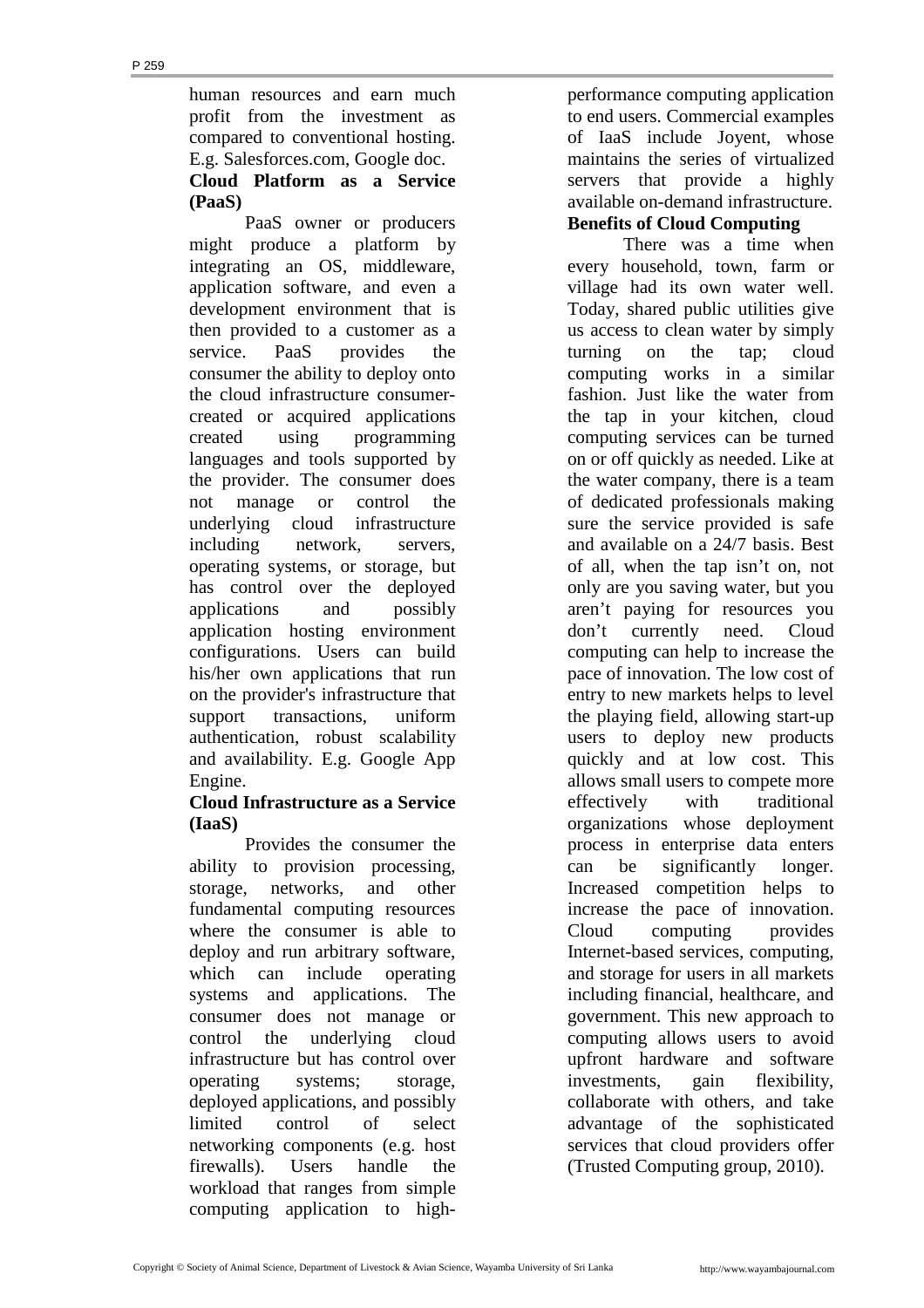human resources and earn much profit from the investment as compared to conventional hosting. E.g. Salesforces.com, Google doc.

**Cloud Platform as a Service (PaaS)**

PaaS owner or producers might produce a platform by integrating an OS, middleware, application software, and even a development environment that is then provided to a customer as a service. PaaS provides the consumer the ability to deploy onto the cloud infrastructure consumer-created or acquired applications created using programming languages and tools supported by the provider. The consumer does not manage or control the underlying cloud infrastructure including network, servers, operating systems, or storage, but has control over the deployed applications and possibly application hosting environment configurations. Users can build his/her own applications that run on the provider's infrastructure that support transactions, uniform authentication, robust scalability and availability. E.g. Google App Engine.

**Cloud Infrastructure as a Service (IaaS)**

Provides the consumer the ability to provision processing, storage, networks, and other fundamental computing resources where the consumer is able to deploy and run arbitrary software, which can include operating systems and applications. The consumer does not manage or control the underlying cloud infrastructure but has control over operating systems; storage, deployed applications, and possibly limited control of select networking components (e.g. host firewalls). Users handle the workload that ranges from simple computing application to high-performance computing application to end users. Commercial examples of IaaS include Joyent, whose maintains the series of virtualized servers that provide a highly available on-demand infrastructure.

**Benefits of Cloud Computing**

There was a time when every household, town, farm or village had its own water well. Today, shared public utilities give us access to clean water by simply turning on the tap; cloud computing works in a similar fashion. Just like the water from the tap in your kitchen, cloud computing services can be turned on or off quickly as needed. Like at the water company, there is a team of dedicated professionals making sure the service provided is safe and available on a 24/7 basis. Best of all, when the tap isn't on, not only are you saving water, but you aren't paying for resources you don't currently need. Cloud computing can help to increase the pace of innovation. The low cost of entry to new markets helps to level the playing field, allowing start-up users to deploy new products quickly and at low cost. This allows small users to compete more effectively with traditional organizations whose deployment process in enterprise data enters can be significantly longer. Increased competition helps to increase the pace of innovation. Cloud computing provides Internet-based services, computing, and storage for users in all markets including financial, healthcare, and government. This new approach to computing allows users to avoid upfront hardware and software investments, gain flexibility, collaborate with others, and take advantage of the sophisticated services that cloud providers offer (Trusted Computing group, 2010).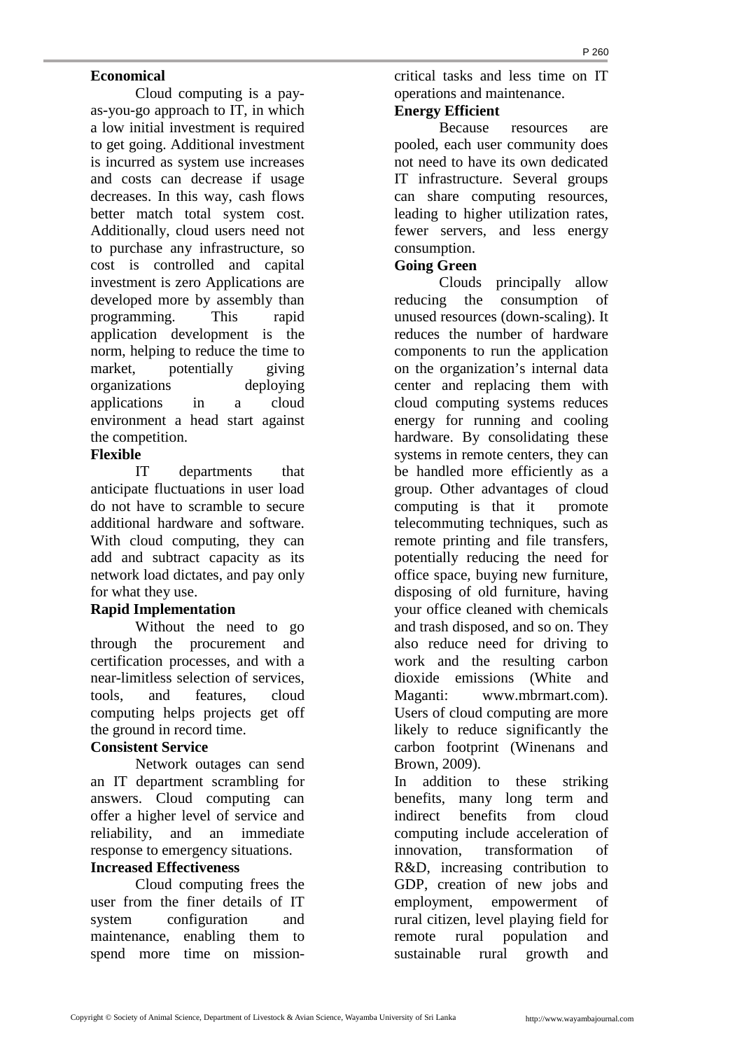**Economical**

Cloud computing is a pay-as-you-go approach to IT, in which a low initial investment is required to get going. Additional investment is incurred as system use increases and costs can decrease if usage decreases. In this way, cash flows better match total system cost. Additionally, cloud users need not to purchase any infrastructure, so cost is controlled and capital investment is zero Applications are developed more by assembly than programming. This rapid application development is the norm, helping to reduce the time to market, potentially giving organizations deploying applications in a cloud environment a head start against the competition.

**Flexible**

IT departments that anticipate fluctuations in user load do not have to scramble to secure additional hardware and software. With cloud computing, they can add and subtract capacity as its network load dictates, and pay only for what they use.

**Rapid Implementation**

Without the need to go through the procurement and certification processes, and with a near-limitless selection of services, tools, and features, cloud computing helps projects get off the ground in record time.

**Consistent Service**

Network outages can send an IT department scrambling for answers. Cloud computing can offer a higher level of service and reliability, and an immediate response to emergency situations.

**Increased Effectiveness**

Cloud computing frees the user from the finer details of IT system configuration and maintenance, enabling them to spend more time on mission-critical tasks and less time on IT operations and maintenance.

**Energy Efficient**

Because resources are pooled, each user community does not need to have its own dedicated IT infrastructure. Several groups can share computing resources, leading to higher utilization rates, fewer servers, and less energy consumption.

**Going Green**

Clouds principally allow reducing the consumption of unused resources (down-scaling). It reduces the number of hardware components to run the application on the organization's internal data center and replacing them with cloud computing systems reduces energy for running and cooling hardware. By consolidating these systems in remote centers, they can be handled more efficiently as a group. Other advantages of cloud computing is that it promote telecommuting techniques, such as remote printing and file transfers, potentially reducing the need for office space, buying new furniture, disposing of old furniture, having your office cleaned with chemicals and trash disposed, and so on. They also reduce need for driving to work and the resulting carbon dioxide emissions (White and Maganti: www.mbrmart.com). Users of cloud computing are more likely to reduce significantly the carbon footprint (Winenans and Brown, 2009).

In addition to these striking benefits, many long term and indirect benefits from cloud computing include acceleration of innovation, transformation of R&D, increasing contribution to GDP, creation of new jobs and employment, empowerment of rural citizen, level playing field for remote rural population and sustainable rural growth and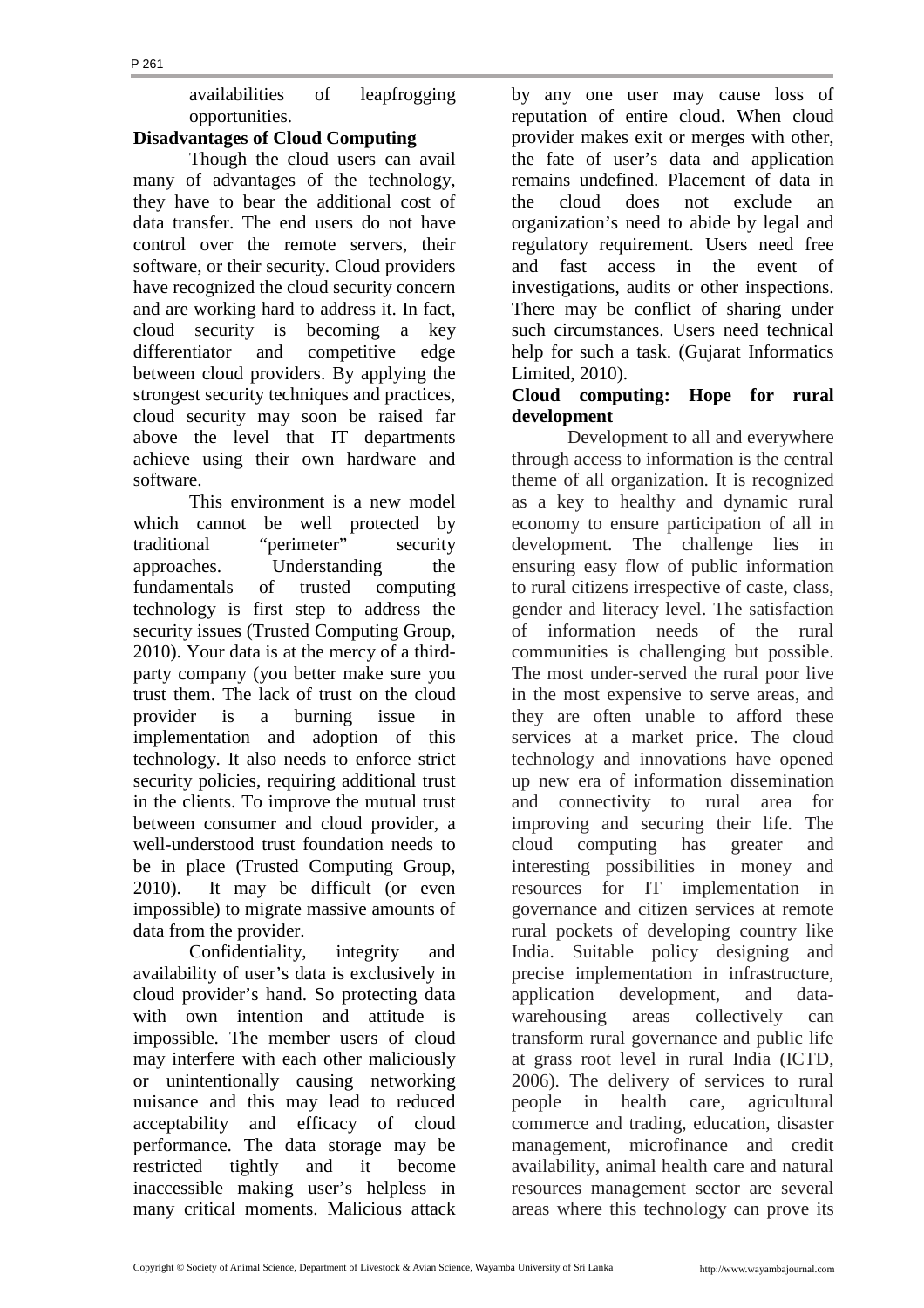availabilities of leapfrogging opportunities.

**Disadvantages of Cloud Computing**

Though the cloud users can avail many of advantages of the technology, they have to bear the additional cost of data transfer. The end users do not have control over the remote servers, their software, or their security. Cloud providers have recognized the cloud security concern and are working hard to address it. In fact, cloud security is becoming a key differentiator and competitive edge between cloud providers. By applying the strongest security techniques and practices, cloud security may soon be raised far above the level that IT departments achieve using their own hardware and software.

This environment is a new model which cannot be well protected by traditional "perimeter" security approaches. Understanding the fundamentals of trusted computing technology is first step to address the security issues (Trusted Computing Group, 2010). Your data is at the mercy of a third-party company (you better make sure you trust them. The lack of trust on the cloud provider is a burning issue in implementation and adoption of this technology. It also needs to enforce strict security policies, requiring additional trust in the clients. To improve the mutual trust between consumer and cloud provider, a well-understood trust foundation needs to be in place (Trusted Computing Group, 2010). It may be difficult (or even impossible) to migrate massive amounts of data from the provider.

Confidentiality, integrity and availability of user's data is exclusively in cloud provider's hand. So protecting data with own intention and attitude is impossible. The member users of cloud may interfere with each other maliciously or unintentionally causing networking nuisance and this may lead to reduced acceptability and efficacy of cloud performance. The data storage may be restricted tightly and it become inaccessible making user's helpless in many critical moments. Malicious attack by any one user may cause loss of reputation of entire cloud. When cloud provider makes exit or merges with other, the fate of user's data and application remains undefined. Placement of data in the cloud does not exclude an organization's need to abide by legal and regulatory requirement. Users need free and fast access in the event of investigations, audits or other inspections. There may be conflict of sharing under such circumstances. Users need technical help for such a task. (Gujarat Informatics Limited, 2010).

**Cloud computing: Hope for rural development**

Development to all and everywhere through access to information is the central theme of all organization. It is recognized as a key to healthy and dynamic rural economy to ensure participation of all in development. The challenge lies in ensuring easy flow of public information to rural citizens irrespective of caste, class, gender and literacy level. The satisfaction of information needs of the rural communities is challenging but possible. The most under-served the rural poor live in the most expensive to serve areas, and they are often unable to afford these services at a market price. The cloud technology and innovations have opened up new era of information dissemination and connectivity to rural area for improving and securing their life. The cloud computing has greater and interesting possibilities in money and resources for IT implementation in governance and citizen services at remote rural pockets of developing country like India. Suitable policy designing and precise implementation in infrastructure, application development, and data-warehousing areas collectively can transform rural governance and public life at grass root level in rural India (ICTD, 2006). The delivery of services to rural people in health care, agricultural commerce and trading, education, disaster management, microfinance and credit availability, animal health care and natural resources management sector are several areas where this technology can prove its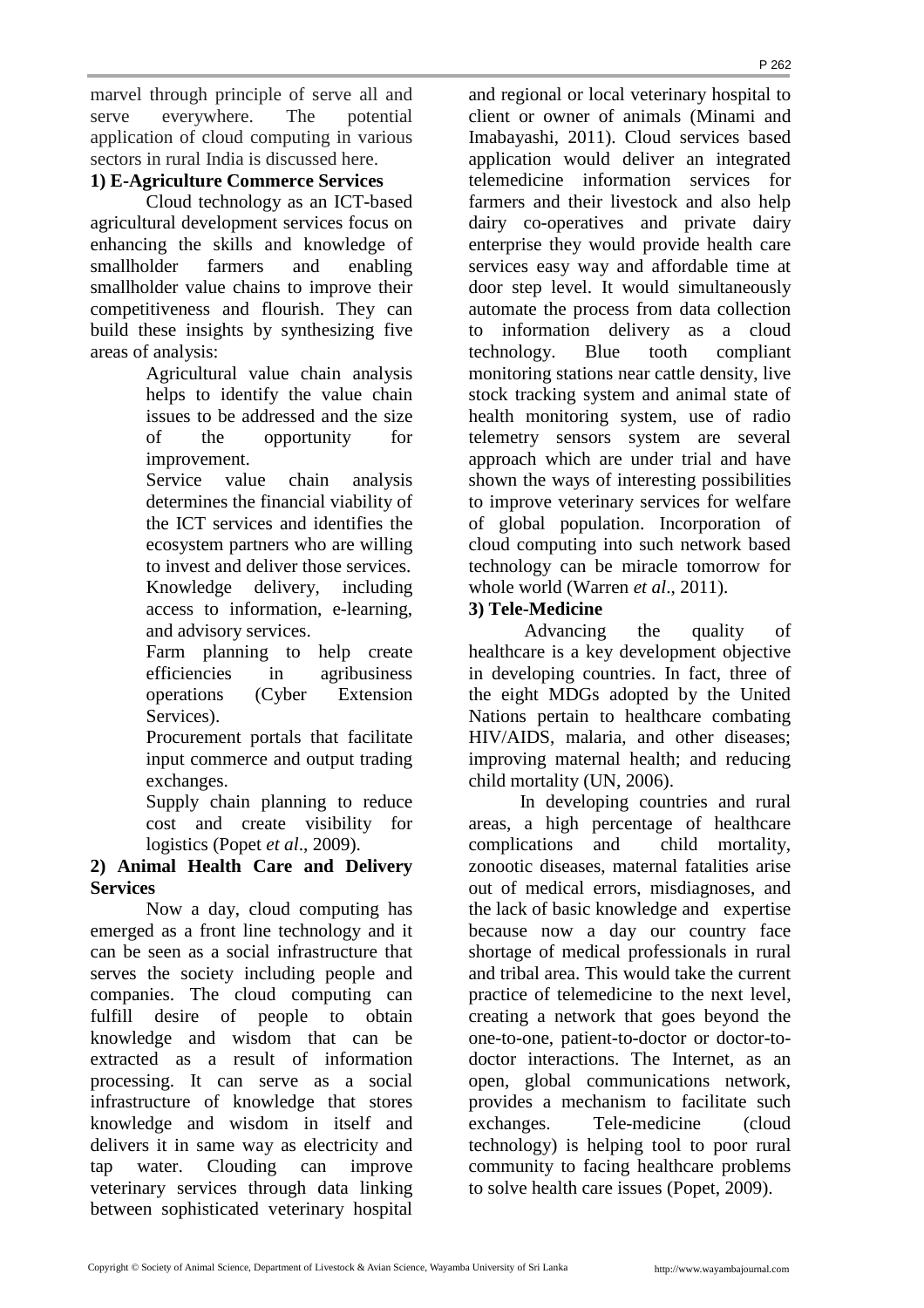marvel through principle of serve all and serve everywhere. The potential application of cloud computing in various sectors in rural India is discussed here.

**1) E-Agriculture Commerce Services**

Cloud technology as an ICT-based agricultural development services focus on enhancing the skills and knowledge of smallholder farmers and enabling smallholder value chains to improve their competitiveness and flourish. They can build these insights by synthesizing five areas of analysis:

- Agricultural value chain analysis helps to identify the value chain issues to be addressed and the size of the opportunity for improvement.
- Service value chain analysis determines the financial viability of the ICT services and identifies the ecosystem partners who are willing to invest and deliver those services.
- Knowledge delivery, including access to information, e-learning, and advisory services.
- Farm planning to help create efficiencies in agribusiness operations (Cyber Extension Services).
- Procurement portals that facilitate input commerce and output trading exchanges.
- Supply chain planning to reduce cost and create visibility for logistics (Popet *et al*., 2009).

**2) Animal Health Care and Delivery Services**

Now a day, cloud computing has emerged as a front line technology and it can be seen as a social infrastructure that serves the society including people and companies. The cloud computing can fulfill desire of people to obtain knowledge and wisdom that can be extracted as a result of information processing. It can serve as a social infrastructure of knowledge that stores knowledge and wisdom in itself and delivers it in same way as electricity and tap water. Clouding can improve veterinary services through data linking between sophisticated veterinary hospital and regional or local veterinary hospital to client or owner of animals (Minami and Imabayashi, 2011). Cloud services based application would deliver an integrated telemedicine information services for farmers and their livestock and also help dairy co-operatives and private dairy enterprise they would provide health care services easy way and affordable time at door step level. It would simultaneously automate the process from data collection to information delivery as a cloud technology. Blue tooth compliant monitoring stations near cattle density, live stock tracking system and animal state of health monitoring system, use of radio telemetry sensors system are several approach which are under trial and have shown the ways of interesting possibilities to improve veterinary services for welfare of global population. Incorporation of cloud computing into such network based technology can be miracle tomorrow for whole world (Warren *et al*., 2011).

**3) Tele-Medicine**

Advancing the quality of healthcare is a key development objective in developing countries. In fact, three of the eight MDGs adopted by the United Nations pertain to healthcare combating HIV/AIDS, malaria, and other diseases; improving maternal health; and reducing child mortality (UN, 2006).

In developing countries and rural areas, a high percentage of healthcare complications and child mortality, zonootic diseases, maternal fatalities arise out of medical errors, misdiagnoses, and the lack of basic knowledge and expertise because now a day our country face shortage of medical professionals in rural and tribal area. This would take the current practice of telemedicine to the next level, creating a network that goes beyond the one-to-one, patient-to-doctor or doctor-to-doctor interactions. The Internet, as an open, global communications network, provides a mechanism to facilitate such exchanges. Tele-medicine (cloud technology) is helping tool to poor rural community to facing healthcare problems to solve health care issues (Popet, 2009).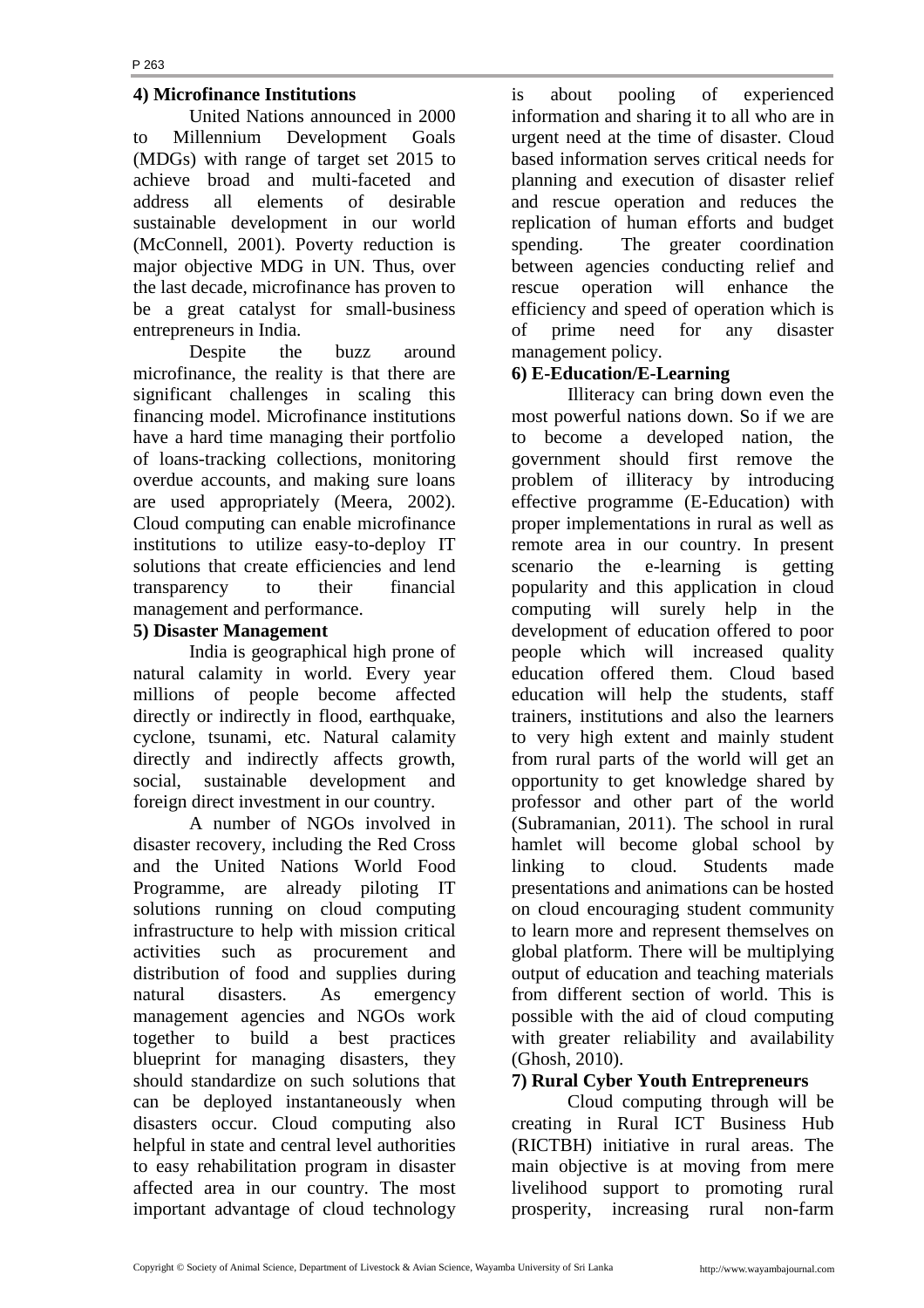### 4) Microfinance Institutions

United Nations announced in 2000 to Millennium Development Goals (MDGs) with range of target set 2015 to achieve broad and multi-faceted and address all elements of desirable sustainable development in our world (McConnell, 2001). Poverty reduction is major objective MDG in UN. Thus, over the last decade, microfinance has proven to be a great catalyst for small-business entrepreneurs in India.

Despite the buzz around microfinance, the reality is that there are significant challenges in scaling this financing model. Microfinance institutions have a hard time managing their portfolio of loans-tracking collections, monitoring overdue accounts, and making sure loans are used appropriately (Meera, 2002). Cloud computing can enable microfinance institutions to utilize easy-to-deploy IT solutions that create efficiencies and lend transparency to their financial management and performance.

### 5) Disaster Management

India is geographical high prone of natural calamity in world. Every year millions of people become affected directly or indirectly in flood, earthquake, cyclone, tsunami, etc. Natural calamity directly and indirectly affects growth, social, sustainable development and foreign direct investment in our country.

A number of NGOs involved in disaster recovery, including the Red Cross and the United Nations World Food Programme, are already piloting IT solutions running on cloud computing infrastructure to help with mission critical activities such as procurement and distribution of food and supplies during natural disasters. As emergency management agencies and NGOs work together to build a best practices blueprint for managing disasters, they should standardize on such solutions that can be deployed instantaneously when disasters occur. Cloud computing also helpful in state and central level authorities to easy rehabilitation program in disaster affected area in our country. The most important advantage of cloud technology is about pooling of experienced information and sharing it to all who are in urgent need at the time of disaster. Cloud based information serves critical needs for planning and execution of disaster relief and rescue operation and reduces the replication of human efforts and budget spending. The greater coordination between agencies conducting relief and rescue operation will enhance the efficiency and speed of operation which is of prime need for any disaster management policy.

### 6) E-Education/E-Learning

Illiteracy can bring down even the most powerful nations down. So if we are to become a developed nation, the government should first remove the problem of illiteracy by introducing effective programme (E-Education) with proper implementations in rural as well as remote area in our country. In present scenario the e-learning is getting popularity and this application in cloud computing will surely help in the development of education offered to poor people which will increased quality education offered them. Cloud based education will help the students, staff trainers, institutions and also the learners to very high extent and mainly student from rural parts of the world will get an opportunity to get knowledge shared by professor and other part of the world (Subramanian, 2011). The school in rural hamlet will become global school by linking to cloud. Students made presentations and animations can be hosted on cloud encouraging student community to learn more and represent themselves on global platform. There will be multiplying output of education and teaching materials from different section of world. This is possible with the aid of cloud computing with greater reliability and availability (Ghosh, 2010).

### 7) Rural Cyber Youth Entrepreneurs

Cloud computing through will be creating in Rural ICT Business Hub (RICTBH) initiative in rural areas. The main objective is at moving from mere livelihood support to promoting rural prosperity, increasing rural non-farm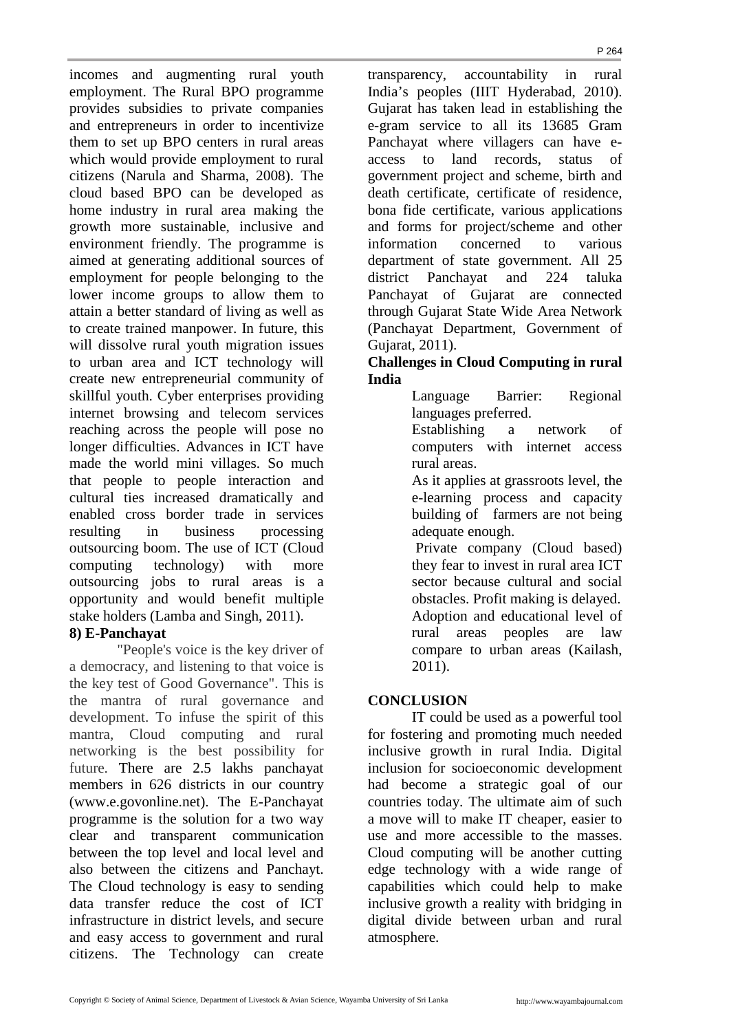incomes and augmenting rural youth employment. The Rural BPO programme provides subsidies to private companies and entrepreneurs in order to incentivize them to set up BPO centers in rural areas which would provide employment to rural citizens (Narula and Sharma, 2008). The cloud based BPO can be developed as home industry in rural area making the growth more sustainable, inclusive and environment friendly. The programme is aimed at generating additional sources of employment for people belonging to the lower income groups to allow them to attain a better standard of living as well as to create trained manpower. In future, this will dissolve rural youth migration issues to urban area and ICT technology will create new entrepreneurial community of skillful youth. Cyber enterprises providing internet browsing and telecom services reaching across the people will pose no longer difficulties. Advances in ICT have made the world mini villages. So much that people to people interaction and cultural ties increased dramatically and enabled cross border trade in services resulting in business processing outsourcing boom. The use of ICT (Cloud computing technology) with more outsourcing jobs to rural areas is a opportunity and would benefit multiple stake holders (Lamba and Singh, 2011).

**8) E-Panchayat**

"People's voice is the key driver of a democracy, and listening to that voice is the key test of Good Governance". This is the mantra of rural governance and development. To infuse the spirit of this mantra, Cloud computing and rural networking is the best possibility for future. There are 2.5 lakhs panchayat members in 626 districts in our country (www.e.govonline.net). The E-Panchayat programme is the solution for a two way clear and transparent communication between the top level and local level and also between the citizens and Panchayt. The Cloud technology is easy to sending data transfer reduce the cost of ICT infrastructure in district levels, and secure and easy access to government and rural citizens. The Technology can create transparency, accountability in rural India's peoples (IIIT Hyderabad, 2010). Gujarat has taken lead in establishing the e-gram service to all its 13685 Gram Panchayat where villagers can have e-access to land records, status of government project and scheme, birth and death certificate, certificate of residence, bona fide certificate, various applications and forms for project/scheme and other information concerned to various department of state government. All 25 district Panchayat and 224 taluka Panchayat of Gujarat are connected through Gujarat State Wide Area Network (Panchayat Department, Government of Gujarat, 2011).

**Challenges in Cloud Computing in rural India**

- Language Barrier: Regional languages preferred.
- Establishing a network of computers with internet access rural areas.
- As it applies at grassroots level, the e-learning process and capacity building of farmers are not being adequate enough.
- Private company (Cloud based) they fear to invest in rural area ICT sector because cultural and social obstacles. Profit making is delayed.
- Adoption and educational level of rural areas peoples are law compare to urban areas (Kailash, 2011).

## CONCLUSION

IT could be used as a powerful tool for fostering and promoting much needed inclusive growth in rural India. Digital inclusion for socioeconomic development had become a strategic goal of our countries today. The ultimate aim of such a move will to make IT cheaper, easier to use and more accessible to the masses. Cloud computing will be another cutting edge technology with a wide range of capabilities which could help to make inclusive growth a reality with bridging in digital divide between urban and rural atmosphere.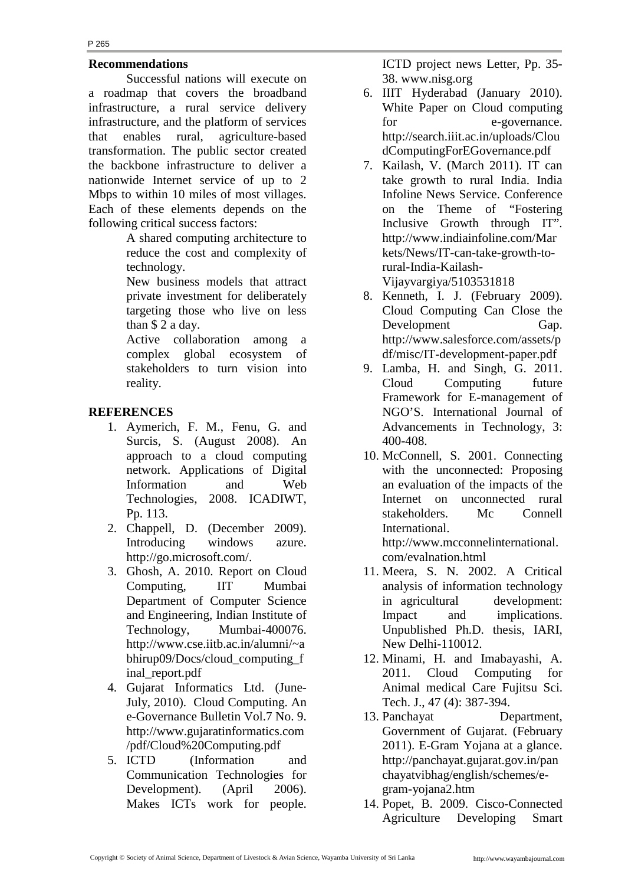## Recommendations

Successful nations will execute on a roadmap that covers the broadband infrastructure, a rural service delivery infrastructure, and the platform of services that enables rural, agriculture-based transformation. The public sector created the backbone infrastructure to deliver a nationwide Internet service of up to 2 Mbps to within 10 miles of most villages. Each of these elements depends on the following critical success factors:

- A shared computing architecture to reduce the cost and complexity of technology.
- New business models that attract private investment for deliberately targeting those who live on less than $ 2 a day.
- Active collaboration among a complex global ecosystem of stakeholders to turn vision into reality.

## REFERENCES

1. Aymerich, F. M., Fenu, G. and Surcis, S. (August 2008). An approach to a cloud computing network. Applications of Digital Information and Web Technologies, 2008. ICADIWT, Pp. 113.
2. Chappell, D. (December 2009). Introducing windows azure. http://go.microsoft.com/.
3. Ghosh, A. 2010. Report on Cloud Computing, IIT Mumbai Department of Computer Science and Engineering, Indian Institute of Technology, Mumbai-400076. http://www.cse.iitb.ac.in/alumni/~abhirup09/Docs/cloud_computing_final_report.pdf
4. Gujarat Informatics Ltd. (June-July, 2010). Cloud Computing. An e-Governance Bulletin Vol.7 No. 9. http://www.gujaratinformatics.com/pdf/Cloud%20Computing.pdf
5. ICTD (Information and Communication Technologies for Development). (April 2006). Makes ICTs work for people. ICTD project news Letter, Pp. 35-38. www.nisg.org
6. IIIT Hyderabad (January 2010). White Paper on Cloud computing for e-governance. http://search.iiit.ac.in/uploads/CloudComputingForEGovernance.pdf
7. Kailash, V. (March 2011). IT can take growth to rural India. India Infoline News Service. Conference on the Theme of "Fostering Inclusive Growth through IT". http://www.indiainfoline.com/Markets/News/IT-can-take-growth-to-rural-India-Kailash-Vijayvargiya/5103531818
8. Kenneth, I. J. (February 2009). Cloud Computing Can Close the Development Gap. http://www.salesforce.com/assets/pdf/misc/IT-development-paper.pdf
9. Lamba, H. and Singh, G. 2011. Cloud Computing future Framework for E-management of NGO'S. International Journal of Advancements in Technology, 3: 400-408.
10. McConnell, S. 2001. Connecting with the unconnected: Proposing an evaluation of the impacts of the Internet on unconnected rural stakeholders. Mc Connell International. http://www.mcconnelinternational.com/evalnation.html
11. Meera, S. N. 2002. A Critical analysis of information technology in agricultural development: Impact and implications. Unpublished Ph.D. thesis, IARI, New Delhi-110012.
12. Minami, H. and Imabayashi, A. 2011. Cloud Computing for Animal medical Care Fujitsu Sci. Tech. J., 47 (4): 387-394.
13. Panchayat Department, Government of Gujarat. (February 2011). E-Gram Yojana at a glance. http://panchayat.gujarat.gov.in/panchayatvibhag/english/schemes/e-gram-yojana2.htm
14. Popet, B. 2009. Cisco-Connected Agriculture Developing Smart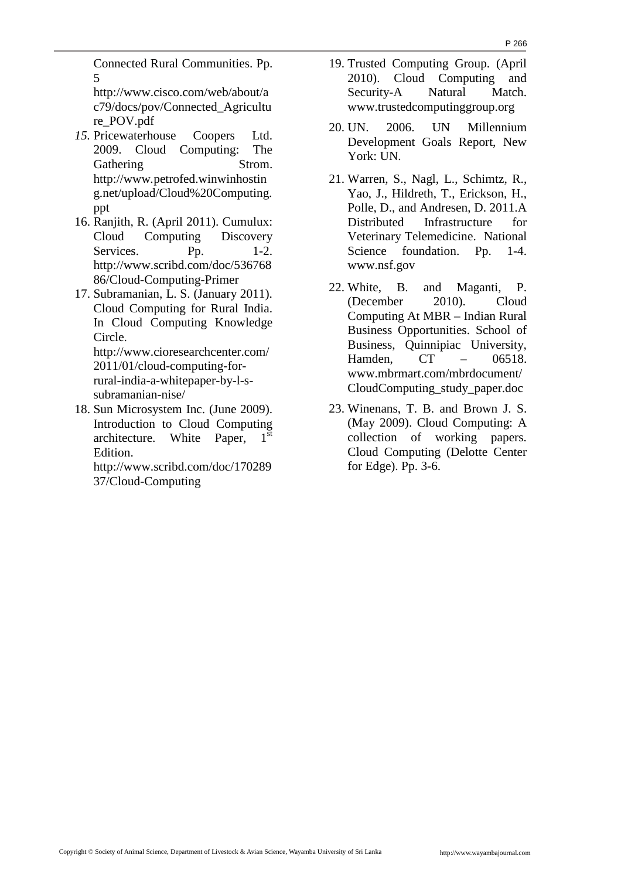Connected Rural Communities. Pp. 5 http://www.cisco.com/web/about/ac79/docs/pov/Connected_Agriculture_POV.pdf

15. Pricewaterhouse Coopers Ltd. 2009. Cloud Computing: The Gathering Strom. http://www.petrofed.winwinhosting.net/upload/Cloud%20Computing.ppt
16. Ranjith, R. (April 2011). Cumulux: Cloud Computing Discovery Services. Pp. 1-2. http://www.scribd.com/doc/53676886/Cloud-Computing-Primer
17. Subramanian, L. S. (January 2011). Cloud Computing for Rural India. In Cloud Computing Knowledge Circle. http://www.cioresearchcenter.com/2011/01/cloud-computing-for-rural-india-a-whitepaper-by-l-s-subramanian-nise/
18. Sun Microsystem Inc. (June 2009). Introduction to Cloud Computing architecture. White Paper, 1st Edition. http://www.scribd.com/doc/17028937/Cloud-Computing
19. Trusted Computing Group. (April 2010). Cloud Computing and Security-A Natural Match. www.trustedcomputinggroup.org
20. UN. 2006. UN Millennium Development Goals Report, New York: UN.
21. Warren, S., Nagl, L., Schimtz, R., Yao, J., Hildreth, T., Erickson, H., Polle, D., and Andresen, D. 2011.A Distributed Infrastructure for Veterinary Telemedicine. National Science foundation. Pp. 1-4. www.nsf.gov
22. White, B. and Maganti, P. (December 2010). Cloud Computing At MBR – Indian Rural Business Opportunities. School of Business, Quinnipiac University, Hamden, CT – 06518. www.mbrmart.com/mbrdocument/CloudComputing_study_paper.doc
23. Winenans, T. B. and Brown J. S. (May 2009). Cloud Computing: A collection of working papers. Cloud Computing (Delotte Center for Edge). Pp. 3-6.